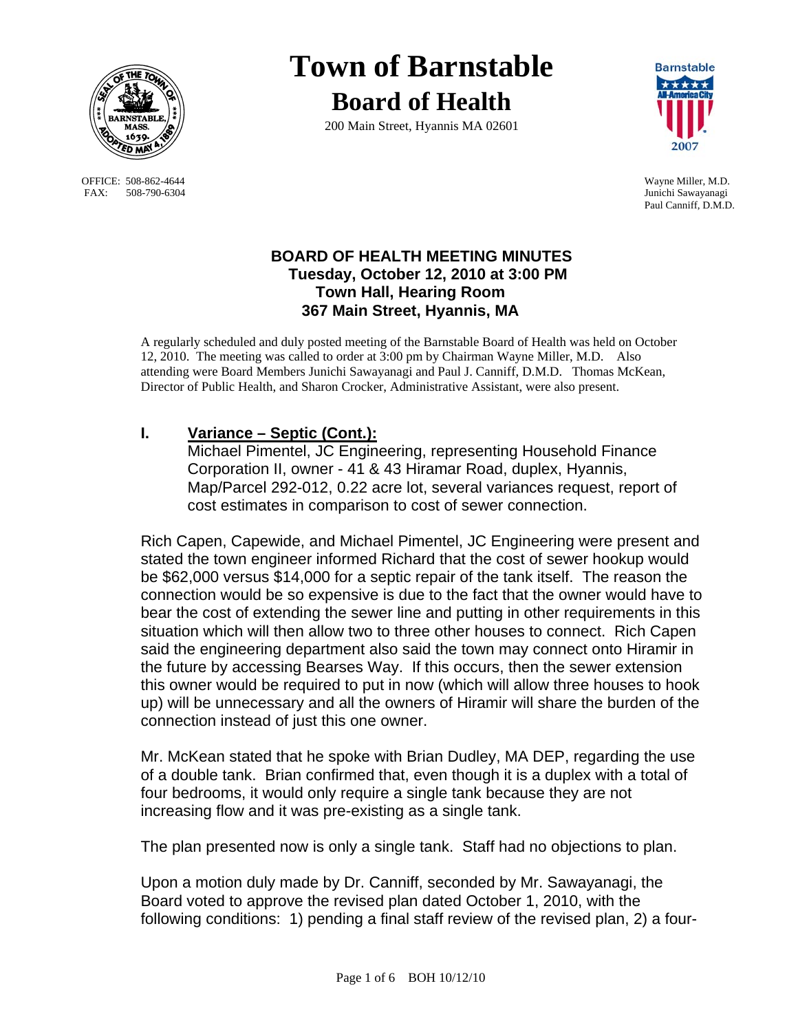# Town of Barnstable

## Board of Health

200 Main Street, Hyannis MA 02601

OFFICE: 508-862-4644
FAX: 508-790-6304

Wayne Miller, M.D.
Junichi Sawayanagi
Paul Canniff, D.M.D.

### BOARD OF HEALTH MEETING MINUTES
### Tuesday, October 12, 2010 at 3:00 PM
### Town Hall, Hearing Room
### 367 Main Street, Hyannis, MA

A regularly scheduled and duly posted meeting of the Barnstable Board of Health was held on October 12, 2010. The meeting was called to order at 3:00 pm by Chairman Wayne Miller, M.D. Also attending were Board Members Junichi Sawayanagi and Paul J. Canniff, D.M.D. Thomas McKean, Director of Public Health, and Sharon Crocker, Administrative Assistant, were also present.

## I. Variance – Septic (Cont.):

Michael Pimentel, JC Engineering, representing Household Finance Corporation II, owner - 41 & 43 Hiramar Road, duplex, Hyannis, Map/Parcel 292-012, 0.22 acre lot, several variances request, report of cost estimates in comparison to cost of sewer connection.

Rich Capen, Capewide, and Michael Pimentel, JC Engineering were present and stated the town engineer informed Richard that the cost of sewer hookup would be $62,000 versus $14,000 for a septic repair of the tank itself. The reason the connection would be so expensive is due to the fact that the owner would have to bear the cost of extending the sewer line and putting in other requirements in this situation which will then allow two to three other houses to connect. Rich Capen said the engineering department also said the town may connect onto Hiramir in the future by accessing Bearses Way. If this occurs, then the sewer extension this owner would be required to put in now (which will allow three houses to hook up) will be unnecessary and all the owners of Hiramir will share the burden of the connection instead of just this one owner.

Mr. McKean stated that he spoke with Brian Dudley, MA DEP, regarding the use of a double tank. Brian confirmed that, even though it is a duplex with a total of four bedrooms, it would only require a single tank because they are not increasing flow and it was pre-existing as a single tank.

The plan presented now is only a single tank. Staff had no objections to plan.

Upon a motion duly made by Dr. Canniff, seconded by Mr. Sawayanagi, the Board voted to approve the revised plan dated October 1, 2010, with the following conditions: 1) pending a final staff review of the revised plan, 2) a four-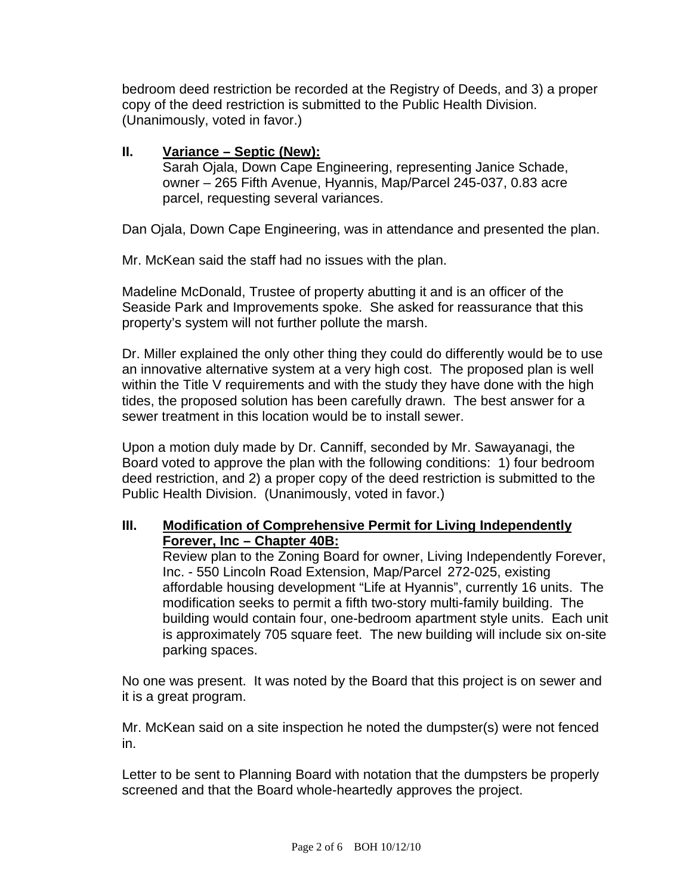bedroom deed restriction be recorded at the Registry of Deeds, and 3) a proper copy of the deed restriction is submitted to the Public Health Division. (Unanimously, voted in favor.)

## II. **Variance – Septic (New):**

Sarah Ojala, Down Cape Engineering, representing Janice Schade, owner – 265 Fifth Avenue, Hyannis, Map/Parcel 245-037, 0.83 acre parcel, requesting several variances.

Dan Ojala, Down Cape Engineering, was in attendance and presented the plan.

Mr. McKean said the staff had no issues with the plan.

Madeline McDonald, Trustee of property abutting it and is an officer of the Seaside Park and Improvements spoke. She asked for reassurance that this property's system will not further pollute the marsh.

Dr. Miller explained the only other thing they could do differently would be to use an innovative alternative system at a very high cost. The proposed plan is well within the Title V requirements and with the study they have done with the high tides, the proposed solution has been carefully drawn. The best answer for a sewer treatment in this location would be to install sewer.

Upon a motion duly made by Dr. Canniff, seconded by Mr. Sawayanagi, the Board voted to approve the plan with the following conditions: 1) four bedroom deed restriction, and 2) a proper copy of the deed restriction is submitted to the Public Health Division. (Unanimously, voted in favor.)

## III. **Modification of Comprehensive Permit for Living Independently Forever, Inc – Chapter 40B:**

Review plan to the Zoning Board for owner, Living Independently Forever, Inc. - 550 Lincoln Road Extension, Map/Parcel 272-025, existing affordable housing development "Life at Hyannis", currently 16 units. The modification seeks to permit a fifth two-story multi-family building. The building would contain four, one-bedroom apartment style units. Each unit is approximately 705 square feet. The new building will include six on-site parking spaces.

No one was present. It was noted by the Board that this project is on sewer and it is a great program.

Mr. McKean said on a site inspection he noted the dumpster(s) were not fenced in.

Letter to be sent to Planning Board with notation that the dumpsters be properly screened and that the Board whole-heartedly approves the project.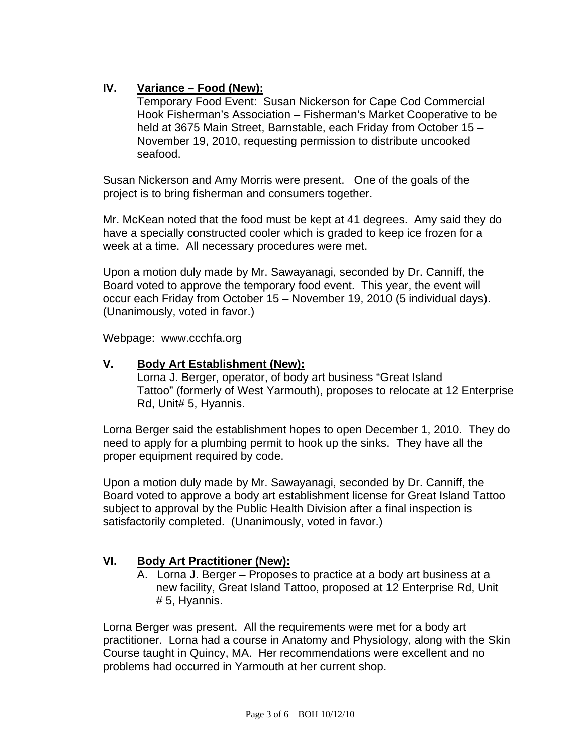## IV. Variance – Food (New):

Temporary Food Event: Susan Nickerson for Cape Cod Commercial Hook Fisherman's Association – Fisherman's Market Cooperative to be held at 3675 Main Street, Barnstable, each Friday from October 15 – November 19, 2010, requesting permission to distribute uncooked seafood.

Susan Nickerson and Amy Morris were present. One of the goals of the project is to bring fisherman and consumers together.

Mr. McKean noted that the food must be kept at 41 degrees. Amy said they do have a specially constructed cooler which is graded to keep ice frozen for a week at a time. All necessary procedures were met.

Upon a motion duly made by Mr. Sawayanagi, seconded by Dr. Canniff, the Board voted to approve the temporary food event. This year, the event will occur each Friday from October 15 – November 19, 2010 (5 individual days). (Unanimously, voted in favor.)

Webpage: www.ccchfa.org

## V. Body Art Establishment (New):

Lorna J. Berger, operator, of body art business "Great Island Tattoo" (formerly of West Yarmouth), proposes to relocate at 12 Enterprise Rd, Unit# 5, Hyannis.

Lorna Berger said the establishment hopes to open December 1, 2010. They do need to apply for a plumbing permit to hook up the sinks. They have all the proper equipment required by code.

Upon a motion duly made by Mr. Sawayanagi, seconded by Dr. Canniff, the Board voted to approve a body art establishment license for Great Island Tattoo subject to approval by the Public Health Division after a final inspection is satisfactorily completed. (Unanimously, voted in favor.)

## VI. Body Art Practitioner (New):

A. Lorna J. Berger – Proposes to practice at a body art business at a new facility, Great Island Tattoo, proposed at 12 Enterprise Rd, Unit # 5, Hyannis.

Lorna Berger was present. All the requirements were met for a body art practitioner. Lorna had a course in Anatomy and Physiology, along with the Skin Course taught in Quincy, MA. Her recommendations were excellent and no problems had occurred in Yarmouth at her current shop.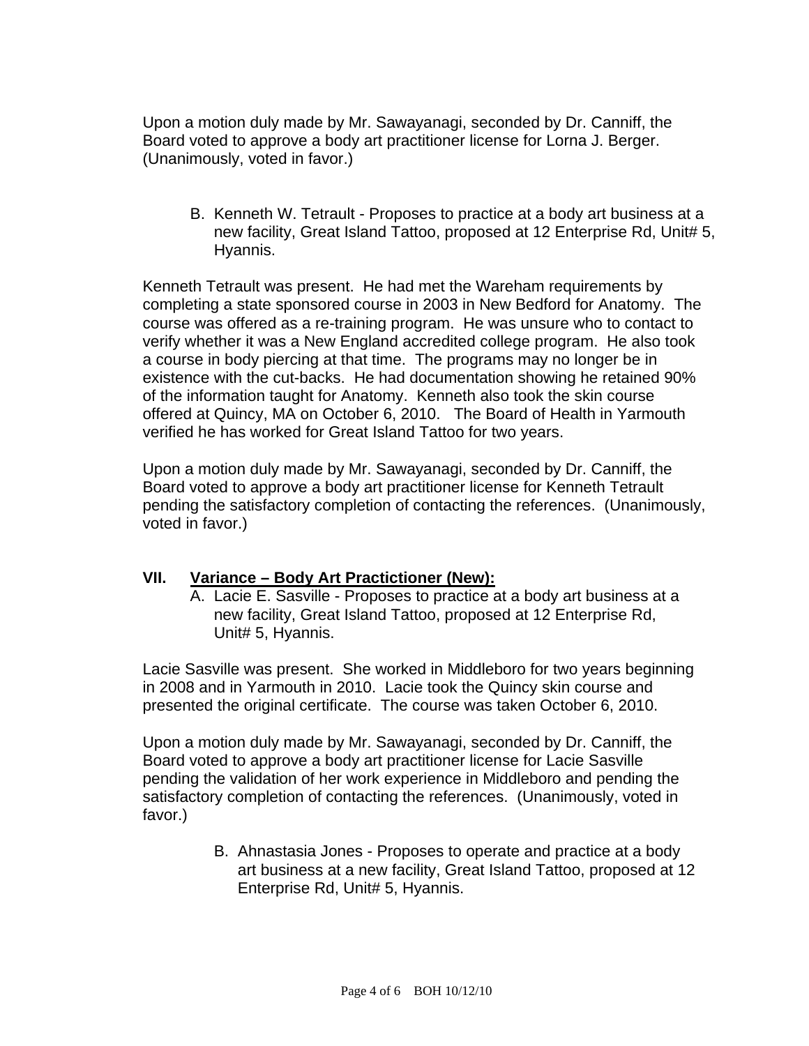Upon a motion duly made by Mr. Sawayanagi, seconded by Dr. Canniff, the Board voted to approve a body art practitioner license for Lorna J. Berger. (Unanimously, voted in favor.)

B. Kenneth W. Tetrault - Proposes to practice at a body art business at a new facility, Great Island Tattoo, proposed at 12 Enterprise Rd, Unit# 5, Hyannis.

Kenneth Tetrault was present. He had met the Wareham requirements by completing a state sponsored course in 2003 in New Bedford for Anatomy. The course was offered as a re-training program. He was unsure who to contact to verify whether it was a New England accredited college program. He also took a course in body piercing at that time. The programs may no longer be in existence with the cut-backs. He had documentation showing he retained 90% of the information taught for Anatomy. Kenneth also took the skin course offered at Quincy, MA on October 6, 2010. The Board of Health in Yarmouth verified he has worked for Great Island Tattoo for two years.

Upon a motion duly made by Mr. Sawayanagi, seconded by Dr. Canniff, the Board voted to approve a body art practitioner license for Kenneth Tetrault pending the satisfactory completion of contacting the references. (Unanimously, voted in favor.)

## VII. Variance – Body Art Practictioner (New):

A. Lacie E. Sasville - Proposes to practice at a body art business at a new facility, Great Island Tattoo, proposed at 12 Enterprise Rd, Unit# 5, Hyannis.

Lacie Sasville was present. She worked in Middleboro for two years beginning in 2008 and in Yarmouth in 2010. Lacie took the Quincy skin course and presented the original certificate. The course was taken October 6, 2010.

Upon a motion duly made by Mr. Sawayanagi, seconded by Dr. Canniff, the Board voted to approve a body art practitioner license for Lacie Sasville pending the validation of her work experience in Middleboro and pending the satisfactory completion of contacting the references. (Unanimously, voted in favor.)

B. Ahnastasia Jones - Proposes to operate and practice at a body art business at a new facility, Great Island Tattoo, proposed at 12 Enterprise Rd, Unit# 5, Hyannis.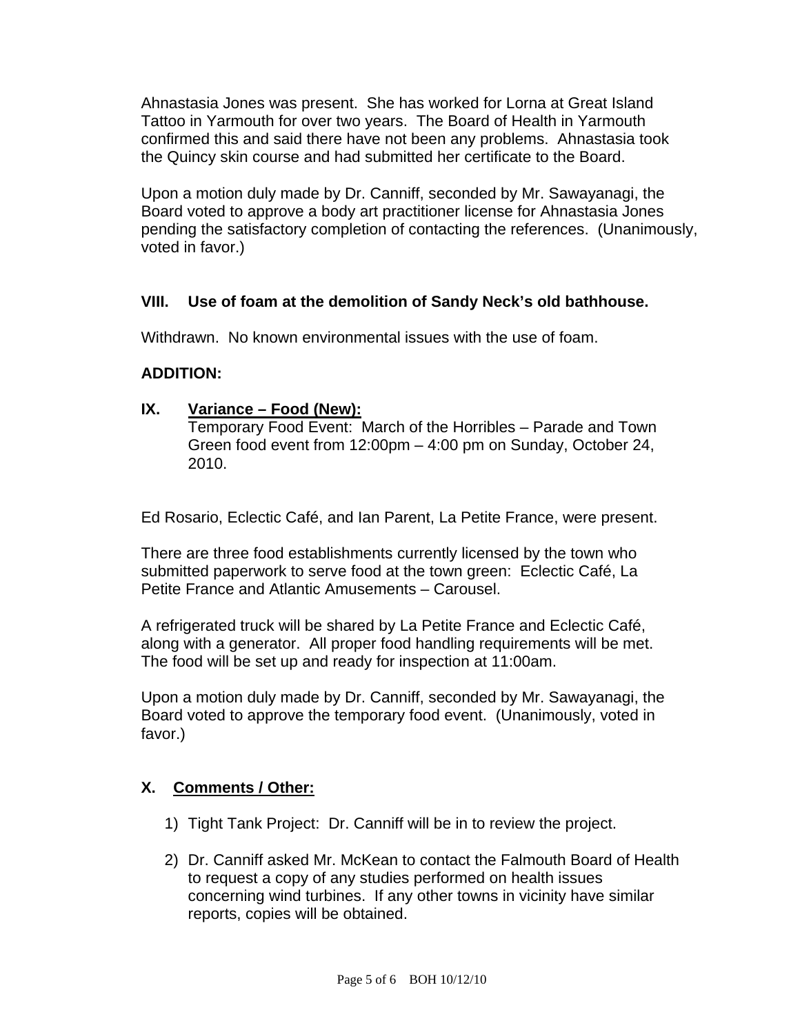Ahnastasia Jones was present. She has worked for Lorna at Great Island Tattoo in Yarmouth for over two years. The Board of Health in Yarmouth confirmed this and said there have not been any problems. Ahnastasia took the Quincy skin course and had submitted her certificate to the Board.

Upon a motion duly made by Dr. Canniff, seconded by Mr. Sawayanagi, the Board voted to approve a body art practitioner license for Ahnastasia Jones pending the satisfactory completion of contacting the references. (Unanimously, voted in favor.)

### VIII. Use of foam at the demolition of Sandy Neck's old bathhouse.

Withdrawn. No known environmental issues with the use of foam.

**ADDITION:**

### IX. <u>Variance – Food (New):</u>

Temporary Food Event: March of the Horribles – Parade and Town Green food event from 12:00pm – 4:00 pm on Sunday, October 24, 2010.

Ed Rosario, Eclectic Café, and Ian Parent, La Petite France, were present.

There are three food establishments currently licensed by the town who submitted paperwork to serve food at the town green: Eclectic Café, La Petite France and Atlantic Amusements – Carousel.

A refrigerated truck will be shared by La Petite France and Eclectic Café, along with a generator. All proper food handling requirements will be met. The food will be set up and ready for inspection at 11:00am.

Upon a motion duly made by Dr. Canniff, seconded by Mr. Sawayanagi, the Board voted to approve the temporary food event. (Unanimously, voted in favor.)

### X. <u>Comments / Other:</u>

1) Tight Tank Project: Dr. Canniff will be in to review the project.

2) Dr. Canniff asked Mr. McKean to contact the Falmouth Board of Health to request a copy of any studies performed on health issues concerning wind turbines. If any other towns in vicinity have similar reports, copies will be obtained.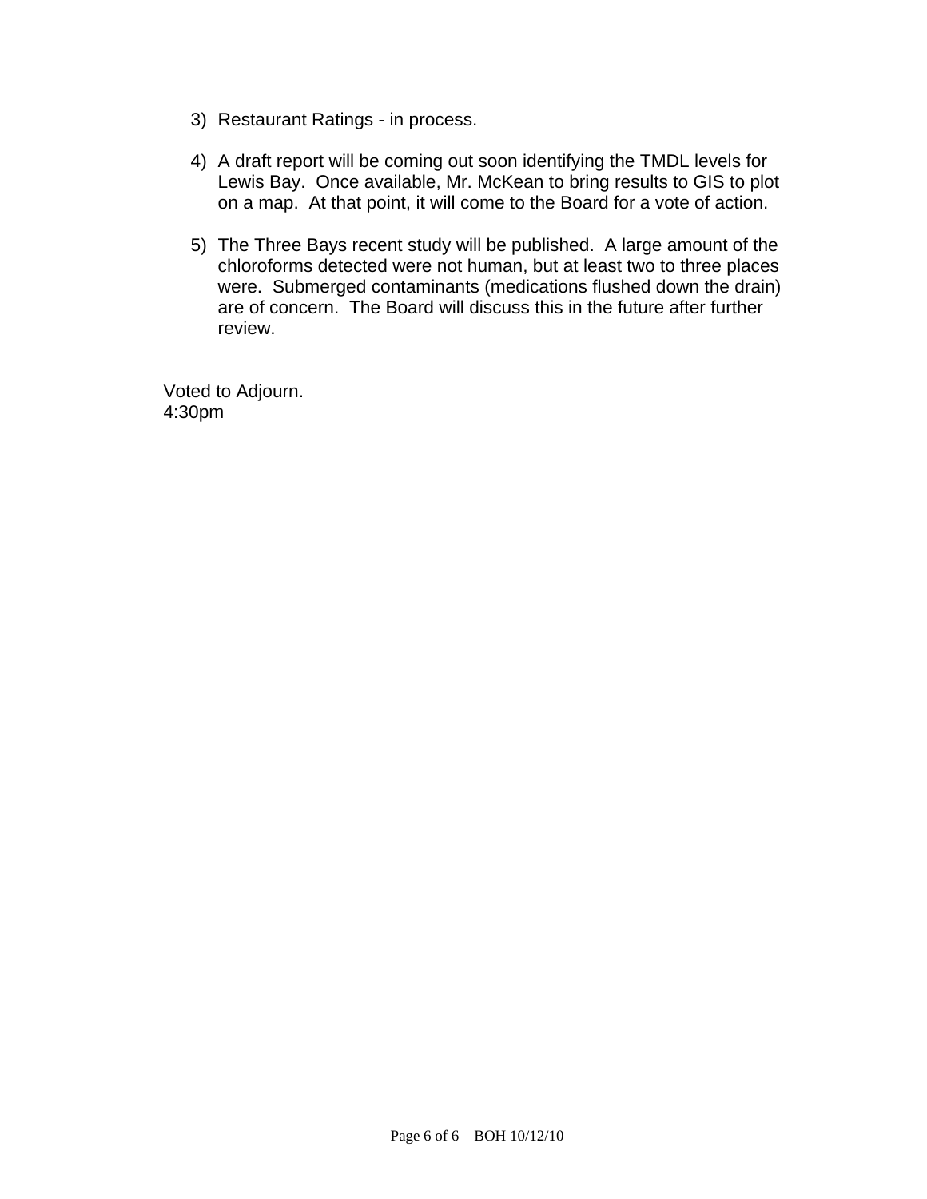3) Restaurant Ratings - in process.

4) A draft report will be coming out soon identifying the TMDL levels for Lewis Bay. Once available, Mr. McKean to bring results to GIS to plot on a map. At that point, it will come to the Board for a vote of action.

5) The Three Bays recent study will be published. A large amount of the chloroforms detected were not human, but at least two to three places were. Submerged contaminants (medications flushed down the drain) are of concern. The Board will discuss this in the future after further review.

Voted to Adjourn.
4:30pm